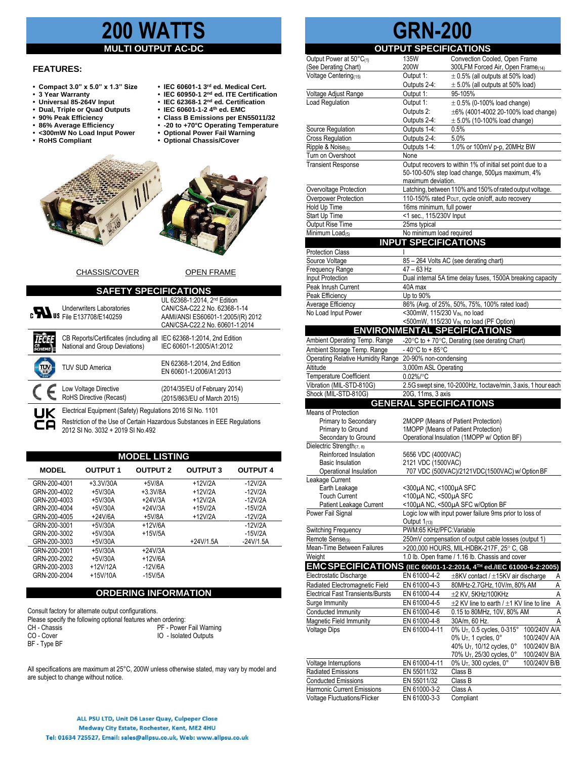# 200 WATTS

## MULTI OUTPUT AC-DC

### FEATURES:

- Compact 3.0" x 5.0" x 1.3" Size
- 3 Year Warranty
- Universal 85-264V Input
- Dual, Triple or Quad Outputs
- 90% Peak Efficiency
- 86% Average Efficiency
- <300mW No Load Input Power
- RoHS Compliant
- IEC 60601-1 3rd ed. Medical Cert.
- IEC 60950-1 2nd ed. ITE Certification
- IEC 62368-1 2nd ed. Certification
- IEC 60601-1-2 4th ed. EMC
- Class B Emissions per EN55011/32
- -20 to +70°C Operating Temperature
- Optional Power Fail Warning
- Optional Chassis/Cover

CHASSIS/COVER OPEN FRAME

## SAFETY SPECIFICATIONS

| | | |
|---|---|---|
| Underwriters Laboratories File E137708/E140259 | UL 62368-1:2014, 2nd Edition<br>CAN/CSA-C22.2 No. 62368-1-14<br>AAMI/ANSI ES60601-1:2005/(R) 2012<br>CAN/CSA-C22.2 No. 60601-1:2014 |
| CB Reports/Certificates (including all National and Group Deviations) | IEC 62368-1:2014, 2nd Edition<br>IEC 60601-1:2005/A1:2012 |
| TUV SUD America | EN 62368-1:2014, 2nd Edition<br>EN 60601-1:2006/A1:2013 |
| Low Voltage Directive<br>RoHS Directive (Recast) | (2014/35/EU of February 2014)<br>(2015/863/EU of March 2015) |
| Electrical Equipment (Safety) Regulations 2016 SI No. 1101<br>Restriction of the Use of Certain Hazardous Substances in EEE Regulations 2012 SI No. 3032 + 2019 SI No.492 | |

## MODEL LISTING

| MODEL | OUTPUT 1 | OUTPUT 2 | OUTPUT 3 | OUTPUT 4 |
|---|---|---|---|---|
| GRN-200-4001 | +3.3V/30A | +5V/8A | +12V/2A | -12V/2A |
| GRN-200-4002 | +5V/30A | +3.3V/8A | +12V/2A | -12V/2A |
| GRN-200-4003 | +5V/30A | +24V/3A | +12V/2A | -12V/2A |
| GRN-200-4004 | +5V/30A | +24V/3A | +15V/2A | -15V/2A |
| GRN-200-4005 | +24V/6A | +5V/8A | +12V/2A | -12V/2A |
| GRN-200-3001 | +5V/30A | +12V/6A | | -12V/2A |
| GRN-200-3002 | +5V/30A | +15V/5A | | -15V/2A |
| GRN-200-3003 | +5V/30A | | +24V/1.5A | -24V/1.5A |
| GRN-200-2001 | +5V/30A | +24V/3A | | |
| GRN-200-2002 | +5V/30A | +12V/6A | | |
| GRN-200-2003 | +12V/12A | -12V/6A | | |
| GRN-200-2004 | +15V/10A | -15V/5A | | |

## ORDERING INFORMATION

Consult factory for alternate output configurations.
Please specify the following optional features when ordering:

CH - Chassis
CO - Cover
BF - Type BF
PF - Power Fail Warning
IO - Isolated Outputs

All specifications are maximum at 25°C, 200W unless otherwise stated, may vary by model and are subject to change without notice.

ALL PSU LTD, Unit D6 Laser Quay, Culpeper Close
Medway City Estate, Rochester, Kent, ME2 4HU
Tel: 01634 725527, Email: sales@allpsu.co.uk, Web: www.allpsu.co.uk

# GRN-200

## OUTPUT SPECIFICATIONS

| | | |
|---|---|---|
| Output Power at 50°C(1) (See Derating Chart) | 135W<br>200W | Convection Cooled, Open Frame<br>300LFM Forced Air, Open Frame(14) |
| Voltage Centering(15) | Output 1:<br>Outputs 2-4: | ± 0.5% (all outputs at 50% load)<br>± 5.0% (all outputs at 50% load) |
| Voltage Adjust Range | Output 1: | 95-105% |
| Load Regulation | Output 1:<br>Outputs 2:<br>Outputs 2-4: | ± 0.5% (0-100% load change)<br>±6% (4001-4002 20-100% load change)<br>± 5.0% (10-100% load change) |
| Source Regulation | Outputs 1-4: | 0.5% |
| Cross Regulation | Outputs 2-4: | 5.0% |
| Ripple & Noise(6) | Outputs 1-4: | 1.0% or 100mV p-p, 20MHz BW |
| Turn on Overshoot | None | |
| Transient Response | Output recovers to within 1% of initial set point due to a 50-100-50% step load change, 500μs maximum, 4% maximum deviation. | |
| Overvoltage Protection | Latching, between 110% and 150% of rated output voltage. | |
| Overpower Protection | 110-150% rated $P_{OUT}$, cycle on/off, auto recovery | |
| Hold Up Time | 16ms minimum, full power | |
| Start Up Time | <1 sec., 115/230V Input | |
| Output Rise Time | 25ms typical | |
| Minimum Load(5) | No minimum load required | |

## INPUT SPECIFICATIONS

| | |
|---|---|
| Protection Class | I |
| Source Voltage | 85 – 264 Volts AC (see derating chart) |
| Frequency Range | 47 – 63 Hz |
| Input Protection | Dual internal 5A time delay fuses, 1500A breaking capacity |
| Peak Inrush Current | 40A max |
| Peak Efficiency | Up to 90% |
| Average Efficiency | 86% (Avg. of 25%, 50%, 75%, 100% rated load) |
| No Load Input Power | <300mW, 115/230 $V_{IN}$, no load<br><500mW, 115/230 $V_{IN}$, no load (PF Option) |

## ENVIRONMENTAL SPECIFICATIONS

| | |
|---|---|
| Ambient Operating Temp. Range | -20°C to + 70°C, Derating (see derating Chart) |
| Ambient Storage Temp. Range | - 40°C to + 85°C |
| Operating Relative Humidity Range | 20-90% non-condensing |
| Altitude | 3,000m ASL Operating |
| Temperature Coefficient | 0.02%/°C |
| Vibration (MIL-STD-810G) | 2.5G swept sine, 10-2000Hz, 1octave/min, 3 axis, 1 hour each |
| Shock (MIL-STD-810G) | 20G, 11ms, 3 axis |

## GENERAL SPECIFICATIONS

| | |
|---|---|
| Means of Protection | |
| Primary to Secondary | 2MOPP (Means of Patient Protection) |
| Primary to Ground | 1MOPP (Means of Patient Protection) |
| Secondary to Ground | Operational Insulation (1MOPP w/ Option BF) |
| Dielectric Strength(7, 8) | |
| Reinforced Insulation | 5656 VDC (4000VAC) |
| Basic Insulation | 2121 VDC (1500VAC) |
| Operational Insulation | 707 VDC (500VAC)/2121VDC(1500VAC) w/ Option BF |
| Leakage Current | |
| Earth Leakage | <300μA NC, <1000μA SFC |
| Touch Current | <100μA NC, <500μA SFC |
| Patient Leakage Current | <100μA NC, <500μA SFC w/Option BF |
| Power Fail Signal | Logic low with input power failure 9ms prior to loss of Output 1(13) |
| Switching Frequency | PWM:65 KHz/PFC:Variable |
| Remote Sense(9) | 250mV compensation of output cable losses (output 1) |
| Mean-Time Between Failures | >200,000 HOURS, MIL-HDBK-217F, 25° C, GB |
| Weight | 1.0 lb. Open frame / 1.16 lb. Chassis and cover |

## EMC SPECIFICATIONS (IEC 60601-1-2:2014, 4TH ed./IEC 61000-6-2:2005)

| | | | |
|---|---|---|---|
| Electrostatic Discharge | EN 61000-4-2 | ±8KV contact / ±15KV air discharge | A |
| Radiated Electromagnetic Field | EN 61000-4-3 | 80MHz-2.7GHz, 10V/m, 80% AM | A |
| Electrical Fast Transients/Bursts | EN 61000-4-4 | ±2 KV, 5KHz/100KHz | A |
| Surge Immunity | EN 61000-4-5 | ±2 KV line to earth / ±1 KV line to line | A |
| Conducted Immunity | EN 61000-4-6 | 0.15 to 80MHz, 10V, 80% AM | A |
| Magnetic Field Immunity | EN 61000-4-8 | 30A/m, 60 Hz. | A |
| Voltage Dips | EN 61000-4-11 | 0% $U_T$, 0.5 cycles, 0-315°<br>0% $U_T$, 1 cycles, 0°<br>40% $U_T$, 10/12 cycles, 0°<br>70% $U_T$, 25/30 cycles, 0° | 100/240V A/A<br>100/240V A/A<br>100/240V B/A<br>100/240V B/A |
| Voltage Interruptions | EN 61000-4-11 | 0% $U_T$, 300 cycles, 0° | 100/240V B/B |
| Radiated Emissions | EN 55011/32 | Class B | |
| Conducted Emissions | EN 55011/32 | Class B | |
| Harmonic Current Emissions | EN 61000-3-2 | Class A | |
| Voltage Fluctuations/Flicker | EN 61000-3-3 | Compliant | |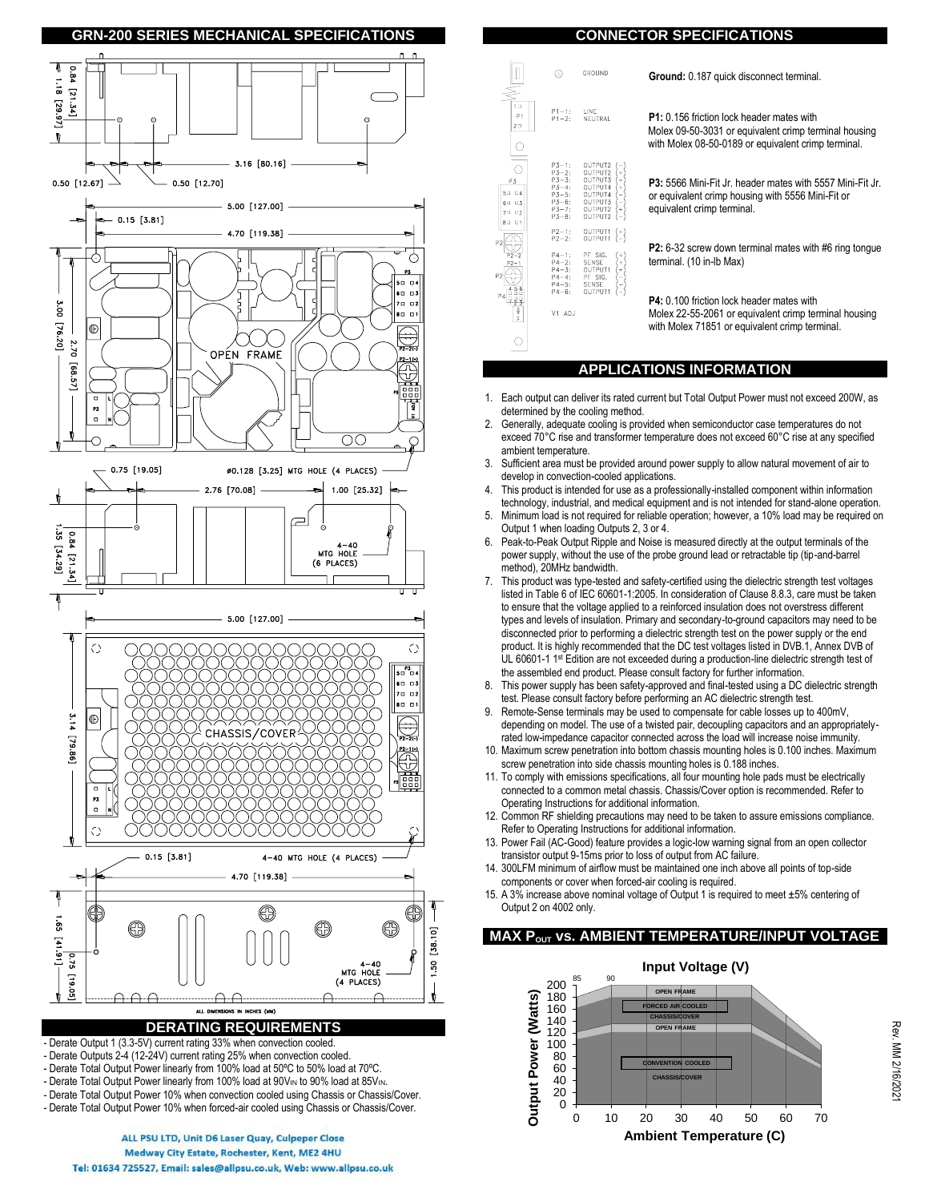## GRN-200 SERIES MECHANICAL SPECIFICATIONS

0.84 [21.34]
1.18 [29.97]
3.16 [80.16]
0.50 [12.67]
0.50 [12.70]
5.00 [127.00]
0.15 [3.81]
4.70 [119.38]
3.00 [76.20]
2.70 [68.57]
OPEN FRAME
0.75 [19.05]
ø0.128 [3.25] MTG HOLE (4 PLACES)
2.76 [70.08]
1.00 [25.32]
1.35 [34.29]
0.84 [21.34]
4-40 MTG HOLE (6 PLACES)
5.00 [127.00]
3.14 [79.86]
CHASSIS/COVER
0.15 [3.81]
4-40 MTG HOLE (4 PLACES)
4.70 [119.38]
1.65 [41.91]
0.75 [19.05]
1.50 [38.10]
4-40 MTG HOLE (4 PLACES)
ALL DIMENSIONS IN INCHES (MM)

## DERATING REQUIREMENTS

- Derate Output 1 (3.3-5V) current rating 33% when convection cooled.
- Derate Outputs 2-4 (12-24V) current rating 25% when convection cooled.
- Derate Total Output Power linearly from 100% load at 50ºC to 50% load at 70ºC.
- Derate Total Output Power linearly from 100% load at $90V_{IN}$ to 90% load at $85V_{IN}$.
- Derate Total Output Power 10% when convection cooled using Chassis or Chassis/Cover.
- Derate Total Output Power 10% when forced-air cooled using Chassis or Chassis/Cover.

ALL PSU LTD, Unit D6 Laser Quay, Culpeper Close
Medway City Estate, Rochester, Kent, ME2 4HU
Tel: 01634 725527, Email: sales@allpsu.co.uk, Web: www.allpsu.co.uk

## CONNECTOR SPECIFICATIONS

GROUND
P1-1: LINE
P1-2: NEUTRAL
P3-1: OUTPUT2 (-)
P3-2: OUTPUT2 (+)
P3-3: OUTPUT3 (+)
P3-4: OUTPUT4 (+)
P3-5: OUTPUT4 (-)
P3-6: OUTPUT3 (-)
P3-7: OUTPUT2 (+)
P3-8: OUTPUT2 (-)
P2-1: OUTPUT1 (+)
P2-2: OUTPUT1 (-)
P4-1: PF SIG. (+)
P4-2: SENSE (+)
P4-3: OUTPUT1 (+)
P4-4: PF SIG. (-)
P4-5: SENSE (-)
P4-6: OUTPUT1 (-)
V1 ADJ

**Ground:** 0.187 quick disconnect terminal.

**P1:** 0.156 friction lock header mates with Molex 09-50-3031 or equivalent crimp terminal housing with Molex 08-50-0189 or equivalent crimp terminal.

**P3:** 5566 Mini-Fit Jr. header mates with 5557 Mini-Fit Jr. or equivalent crimp housing with 5556 Mini-Fit or equivalent crimp terminal.

**P2:** 6-32 screw down terminal mates with #6 ring tongue terminal. (10 in-lb Max)

**P4:** 0.100 friction lock header mates with Molex 22-55-2061 or equivalent crimp terminal housing with Molex 71851 or equivalent crimp terminal.

## APPLICATIONS INFORMATION

1. Each output can deliver its rated current but Total Output Power must not exceed 200W, as determined by the cooling method.
2. Generally, adequate cooling is provided when semiconductor case temperatures do not exceed 70°C rise and transformer temperature does not exceed 60°C rise at any specified ambient temperature.
3. Sufficient area must be provided around power supply to allow natural movement of air to develop in convection-cooled applications.
4. This product is intended for use as a professionally-installed component within information technology, industrial, and medical equipment and is not intended for stand-alone operation.
5. Minimum load is not required for reliable operation; however, a 10% load may be required on Output 1 when loading Outputs 2, 3 or 4.
6. Peak-to-Peak Output Ripple and Noise is measured directly at the output terminals of the power supply, without the use of the probe ground lead or retractable tip (tip-and-barrel method), 20MHz bandwidth.
7. This product was type-tested and safety-certified using the dielectric strength test voltages listed in Table 6 of IEC 60601-1:2005. In consideration of Clause 8.8.3, care must be taken to ensure that the voltage applied to a reinforced insulation does not overstress different types and levels of insulation. Primary and secondary-to-ground capacitors may need to be disconnected prior to performing a dielectric strength test on the power supply or the end product. It is highly recommended that the DC test voltages listed in DVB.1, Annex DVB of UL 60601-1 1st Edition are not exceeded during a production-line dielectric strength test of the assembled end product. Please consult factory for further information.
8. This power supply has been safety-approved and final-tested using a DC dielectric strength test. Please consult factory before performing an AC dielectric strength test.
9. Remote-Sense terminals may be used to compensate for cable losses up to 400mV, depending on model. The use of a twisted pair, decoupling capacitors and an appropriately-rated low-impedance capacitor connected across the load will increase noise immunity.
10. Maximum screw penetration into bottom chassis mounting holes is 0.100 inches. Maximum screw penetration into side chassis mounting holes is 0.188 inches.
11. To comply with emissions specifications, all four mounting hole pads must be electrically connected to a common metal chassis. Chassis/Cover option is recommended. Refer to Operating Instructions for additional information.
12. Common RF shielding precautions may need to be taken to assure emissions compliance. Refer to Operating Instructions for additional information.
13. Power Fail (AC-Good) feature provides a logic-low warning signal from an open collector transistor output 9-15ms prior to loss of output from AC failure.
14. 300LFM minimum of airflow must be maintained one inch above all points of top-side components or cover when forced-air cooling is required.
15. A 3% increase above nominal voltage of Output 1 is required to meet ±5% centering of Output 2 on 4002 only.

## MAX $P_{OUT}$ VS. AMBIENT TEMPERATURE/INPUT VOLTAGE

Input Voltage (V)
85
90
Output Power (Watts)
200
180
160
140
120
100
80
60
40
20
0
OPEN FRAME
FORCED AIR COOLED
CHASSIS/COVER
OPEN FRAME
CONVENTION COOLED
CHASSIS/COVER
0 10 20 30 40 50 60 70
Ambient Temperature (C)

Rev. MM 2/16/2021